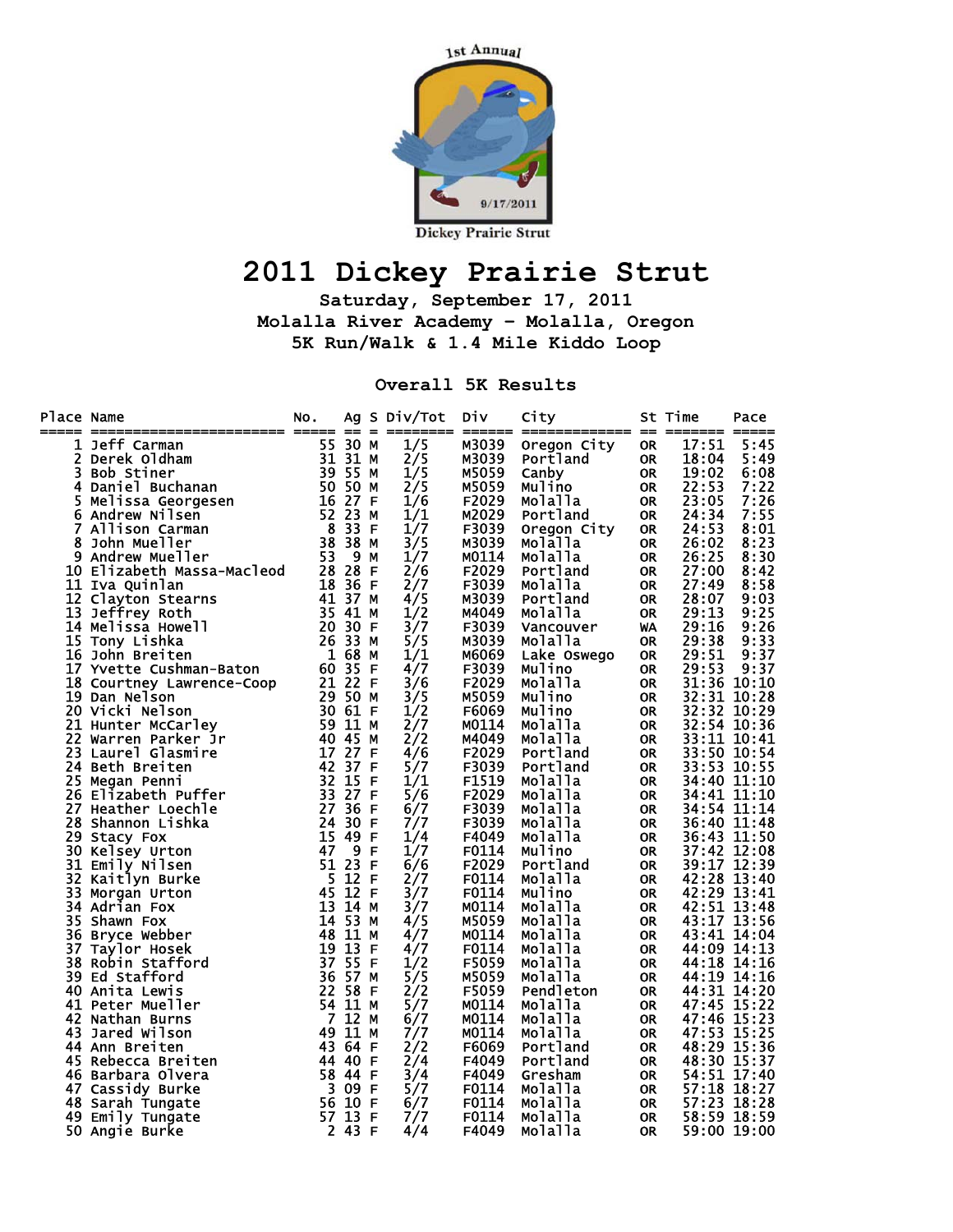# 2011 Dickey Prairie Strut

**Saturday, September 17, 2011**
**Molalla River Academy - Molalla, Oregon**
**5K Run/Walk & 1.4 Mile Kiddo Loop**

## Overall 5K Results

| Place | Name | No. | Ag | S | Div/Tot | Div | City | St | Time | Pace |
|---|---|---|---|---|---|---|---|---|---|---|
| 1 | Jeff Carman | 55 | 30 | M | 1/5 | M3039 | Oregon City | OR | 17:51 | 5:45 |
| 2 | Derek Oldham | 31 | 31 | M | 2/5 | M3039 | Portland | OR | 18:04 | 5:49 |
| 3 | Bob Stiner | 39 | 55 | M | 1/5 | M5059 | Canby | OR | 19:02 | 6:08 |
| 4 | Daniel Buchanan | 50 | 50 | M | 2/5 | M5059 | Mulino | OR | 22:53 | 7:22 |
| 5 | Melissa Georgesen | 16 | 27 | F | 1/6 | F2029 | Molalla | OR | 23:05 | 7:26 |
| 6 | Andrew Nilsen | 52 | 23 | M | 1/1 | M2029 | Portland | OR | 24:34 | 7:55 |
| 7 | Allison Carman | 8 | 33 | F | 1/7 | F3039 | Oregon City | OR | 24:53 | 8:01 |
| 8 | John Mueller | 38 | 38 | M | 3/5 | M3039 | Molalla | OR | 26:02 | 8:23 |
| 9 | Andrew Mueller | 53 | 9 | M | 1/7 | M0114 | Molalla | OR | 26:25 | 8:30 |
| 10 | Elizabeth Massa-Macleod | 28 | 28 | F | 2/6 | F2029 | Portland | OR | 27:00 | 8:42 |
| 11 | Iva Quinlan | 18 | 36 | F | 2/7 | F3039 | Molalla | OR | 27:49 | 8:58 |
| 12 | Clayton Stearns | 41 | 37 | M | 4/5 | M3039 | Portland | OR | 28:07 | 9:03 |
| 13 | Jeffrey Roth | 35 | 41 | M | 1/2 | M4049 | Molalla | OR | 29:13 | 9:25 |
| 14 | Melissa Howell | 20 | 30 | F | 3/7 | F3039 | Vancouver | WA | 29:16 | 9:26 |
| 15 | Tony Lishka | 26 | 33 | M | 5/5 | M3039 | Molalla | OR | 29:38 | 9:33 |
| 16 | John Breiten | 1 | 68 | M | 1/1 | M6069 | Lake Oswego | OR | 29:51 | 9:37 |
| 17 | Yvette Cushman-Baton | 60 | 35 | F | 4/7 | F3039 | Mulino | OR | 29:53 | 9:37 |
| 18 | Courtney Lawrence-Coop | 21 | 22 | F | 3/6 | F2029 | Molalla | OR | 31:36 | 10:10 |
| 19 | Dan Nelson | 29 | 50 | M | 3/5 | M5059 | Mulino | OR | 32:31 | 10:28 |
| 20 | Vicki Nelson | 30 | 61 | F | 1/2 | F6069 | Mulino | OR | 32:32 | 10:29 |
| 21 | Hunter McCarley | 59 | 11 | M | 2/7 | M0114 | Molalla | OR | 32:54 | 10:36 |
| 22 | Warren Parker Jr | 40 | 45 | M | 2/2 | M4049 | Molalla | OR | 33:11 | 10:41 |
| 23 | Laurel Glasmire | 17 | 27 | F | 4/6 | F2029 | Portland | OR | 33:50 | 10:54 |
| 24 | Beth Breiten | 42 | 37 | F | 5/7 | F3039 | Portland | OR | 33:53 | 10:55 |
| 25 | Megan Penni | 32 | 15 | F | 1/1 | F1519 | Molalla | OR | 34:40 | 11:10 |
| 26 | Elizabeth Puffer | 33 | 27 | F | 5/6 | F2029 | Molalla | OR | 34:41 | 11:10 |
| 27 | Heather Loechle | 27 | 36 | F | 6/7 | F3039 | Molalla | OR | 34:54 | 11:14 |
| 28 | Shannon Lishka | 24 | 30 | F | 7/7 | F3039 | Molalla | OR | 36:40 | 11:48 |
| 29 | Stacy Fox | 15 | 49 | F | 1/4 | F4049 | Molalla | OR | 36:43 | 11:50 |
| 30 | Kelsey Urton | 47 | 9 | F | 1/7 | F0114 | Mulino | OR | 37:42 | 12:08 |
| 31 | Emily Nilsen | 51 | 23 | F | 6/6 | F2029 | Portland | OR | 39:17 | 12:39 |
| 32 | Kaitlyn Burke | 5 | 12 | F | 2/7 | F0114 | Molalla | OR | 42:28 | 13:40 |
| 33 | Morgan Urton | 45 | 12 | F | 3/7 | F0114 | Mulino | OR | 42:29 | 13:41 |
| 34 | Adrian Fox | 13 | 14 | M | 3/7 | M0114 | Molalla | OR | 42:51 | 13:48 |
| 35 | Shawn Fox | 14 | 53 | M | 4/5 | M5059 | Molalla | OR | 43:17 | 13:56 |
| 36 | Bryce Webber | 48 | 11 | M | 4/7 | M0114 | Molalla | OR | 43:41 | 14:04 |
| 37 | Taylor Hosek | 19 | 13 | F | 4/7 | F0114 | Molalla | OR | 44:09 | 14:13 |
| 38 | Robin Stafford | 37 | 55 | F | 1/2 | F5059 | Molalla | OR | 44:18 | 14:16 |
| 39 | Ed Stafford | 36 | 57 | M | 5/5 | M5059 | Molalla | OR | 44:19 | 14:16 |
| 40 | Anita Lewis | 22 | 58 | F | 2/2 | F5059 | Pendleton | OR | 44:31 | 14:20 |
| 41 | Peter Mueller | 54 | 11 | M | 5/7 | M0114 | Molalla | OR | 47:45 | 15:22 |
| 42 | Nathan Burns | 7 | 12 | M | 6/7 | M0114 | Molalla | OR | 47:46 | 15:23 |
| 43 | Jared Wilson | 49 | 11 | M | 7/7 | M0114 | Molalla | OR | 47:53 | 15:25 |
| 44 | Ann Breiten | 43 | 64 | F | 2/2 | F6069 | Portland | OR | 48:29 | 15:36 |
| 45 | Rebecca Breiten | 44 | 40 | F | 2/4 | F4049 | Portland | OR | 48:30 | 15:37 |
| 46 | Barbara Olvera | 58 | 44 | F | 3/4 | F4049 | Gresham | OR | 54:51 | 17:40 |
| 47 | Cassidy Burke | 3 | 09 | F | 5/7 | F0114 | Molalla | OR | 57:18 | 18:27 |
| 48 | Sarah Tungate | 56 | 10 | F | 6/7 | F0114 | Molalla | OR | 57:23 | 18:28 |
| 49 | Emily Tungate | 57 | 13 | F | 7/7 | F0114 | Molalla | OR | 58:59 | 18:59 |
| 50 | Angie Burke | 2 | 43 | F | 4/4 | F4049 | Molalla | OR | 59:00 | 19:00 |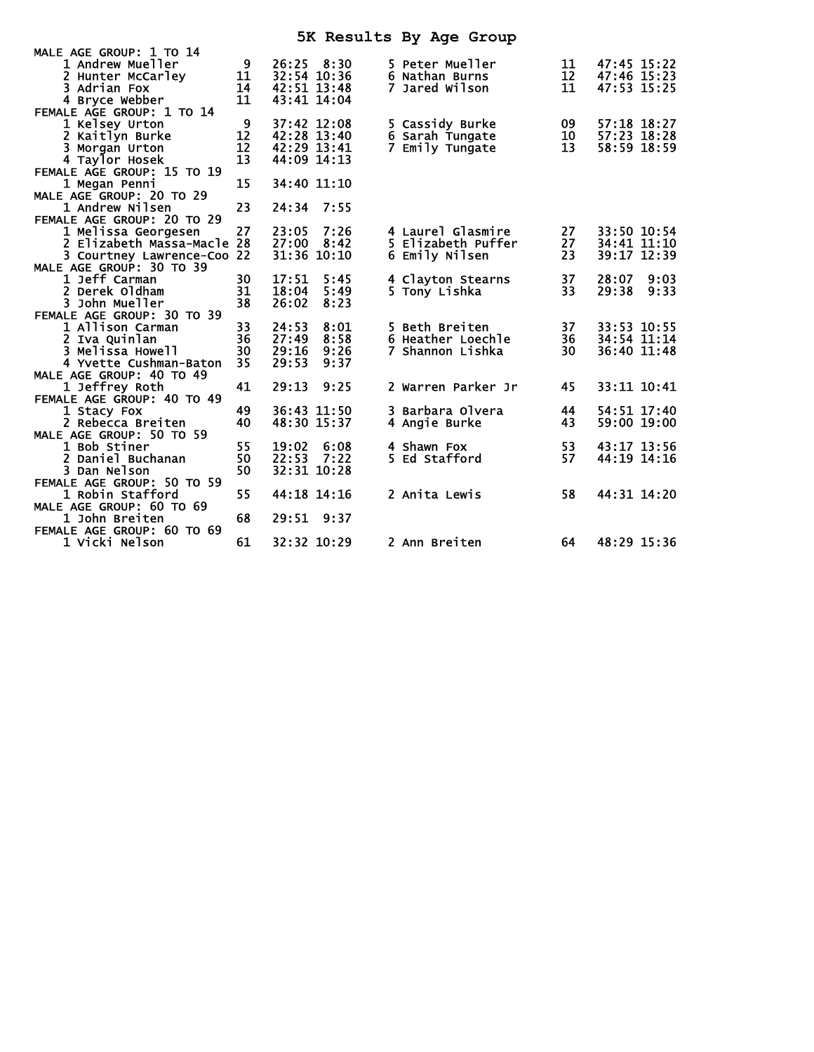# 5K Results By Age Group

MALE AGE GROUP: 1 TO 14

| | | | | | | | | |
|---|---|---|---|---|---|---|---|---|
| 1 | Andrew Mueller | 9 | 26:25 | 8:30 | 5 | Peter Mueller | 11 | 47:45 15:22 |
| 2 | Hunter McCarley | 11 | 32:54 | 10:36 | 6 | Nathan Burns | 12 | 47:46 15:23 |
| 3 | Adrian Fox | 14 | 42:51 | 13:48 | 7 | Jared Wilson | 11 | 47:53 15:25 |
| 4 | Bryce Webber | 11 | 43:41 | 14:04 | | | | |

FEMALE AGE GROUP: 1 TO 14

| | | | | | | | | |
|---|---|---|---|---|---|---|---|---|
| 1 | Kelsey Urton | 9 | 37:42 | 12:08 | 5 | Cassidy Burke | 09 | 57:18 18:27 |
| 2 | Kaitlyn Burke | 12 | 42:28 | 13:40 | 6 | Sarah Tungate | 10 | 57:23 18:28 |
| 3 | Morgan Urton | 12 | 42:29 | 13:41 | 7 | Emily Tungate | 13 | 58:59 18:59 |
| 4 | Taylor Hosek | 13 | 44:09 | 14:13 | | | | |

FEMALE AGE GROUP: 15 TO 19

| | | | | | | | | |
|---|---|---|---|---|---|---|---|---|
| 1 | Megan Penni | 15 | 34:40 | 11:10 | | | | |

MALE AGE GROUP: 20 TO 29

| | | | | | | | | |
|---|---|---|---|---|---|---|---|---|
| 1 | Andrew Nilsen | 23 | 24:34 | 7:55 | | | | |

FEMALE AGE GROUP: 20 TO 29

| | | | | | | | | |
|---|---|---|---|---|---|---|---|---|
| 1 | Melissa Georgesen | 27 | 23:05 | 7:26 | 4 | Laurel Glasmire | 27 | 33:50 10:54 |
| 2 | Elizabeth Massa-Macle | 28 | 27:00 | 8:42 | 5 | Elizabeth Puffer | 27 | 34:41 11:10 |
| 3 | Courtney Lawrence-Coo | 22 | 31:36 | 10:10 | 6 | Emily Nilsen | 23 | 39:17 12:39 |

MALE AGE GROUP: 30 TO 39

| | | | | | | | | |
|---|---|---|---|---|---|---|---|---|
| 1 | Jeff Carman | 30 | 17:51 | 5:45 | 4 | Clayton Stearns | 37 | 28:07 9:03 |
| 2 | Derek Oldham | 31 | 18:04 | 5:49 | 5 | Tony Lishka | 33 | 29:38 9:33 |
| 3 | John Mueller | 38 | 26:02 | 8:23 | | | | |

FEMALE AGE GROUP: 30 TO 39

| | | | | | | | | |
|---|---|---|---|---|---|---|---|---|
| 1 | Allison Carman | 33 | 24:53 | 8:01 | 5 | Beth Breiten | 37 | 33:53 10:55 |
| 2 | Iva Quinlan | 36 | 27:49 | 8:58 | 6 | Heather Loechle | 36 | 34:54 11:14 |
| 3 | Melissa Howell | 30 | 29:16 | 9:26 | 7 | Shannon Lishka | 30 | 36:40 11:48 |
| 4 | Yvette Cushman-Baton | 35 | 29:53 | 9:37 | | | | |

MALE AGE GROUP: 40 TO 49

| | | | | | | | | |
|---|---|---|---|---|---|---|---|---|
| 1 | Jeffrey Roth | 41 | 29:13 | 9:25 | 2 | Warren Parker Jr | 45 | 33:11 10:41 |

FEMALE AGE GROUP: 40 TO 49

| | | | | | | | | |
|---|---|---|---|---|---|---|---|---|
| 1 | Stacy Fox | 49 | 36:43 | 11:50 | 3 | Barbara Olvera | 44 | 54:51 17:40 |
| 2 | Rebecca Breiten | 40 | 48:30 | 15:37 | 4 | Angie Burke | 43 | 59:00 19:00 |

MALE AGE GROUP: 50 TO 59

| | | | | | | | | |
|---|---|---|---|---|---|---|---|---|
| 1 | Bob Stiner | 55 | 19:02 | 6:08 | 4 | Shawn Fox | 53 | 43:17 13:56 |
| 2 | Daniel Buchanan | 50 | 22:53 | 7:22 | 5 | Ed Stafford | 57 | 44:19 14:16 |
| 3 | Dan Nelson | 50 | 32:31 | 10:28 | | | | |

FEMALE AGE GROUP: 50 TO 59

| | | | | | | | | |
|---|---|---|---|---|---|---|---|---|
| 1 | Robin Stafford | 55 | 44:18 | 14:16 | 2 | Anita Lewis | 58 | 44:31 14:20 |

MALE AGE GROUP: 60 TO 69

| | | | | | | | | |
|---|---|---|---|---|---|---|---|---|
| 1 | John Breiten | 68 | 29:51 | 9:37 | | | | |

FEMALE AGE GROUP: 60 TO 69

| | | | | | | | | |
|---|---|---|---|---|---|---|---|---|
| 1 | Vicki Nelson | 61 | 32:32 | 10:29 | 2 | Ann Breiten | 64 | 48:29 15:36 |